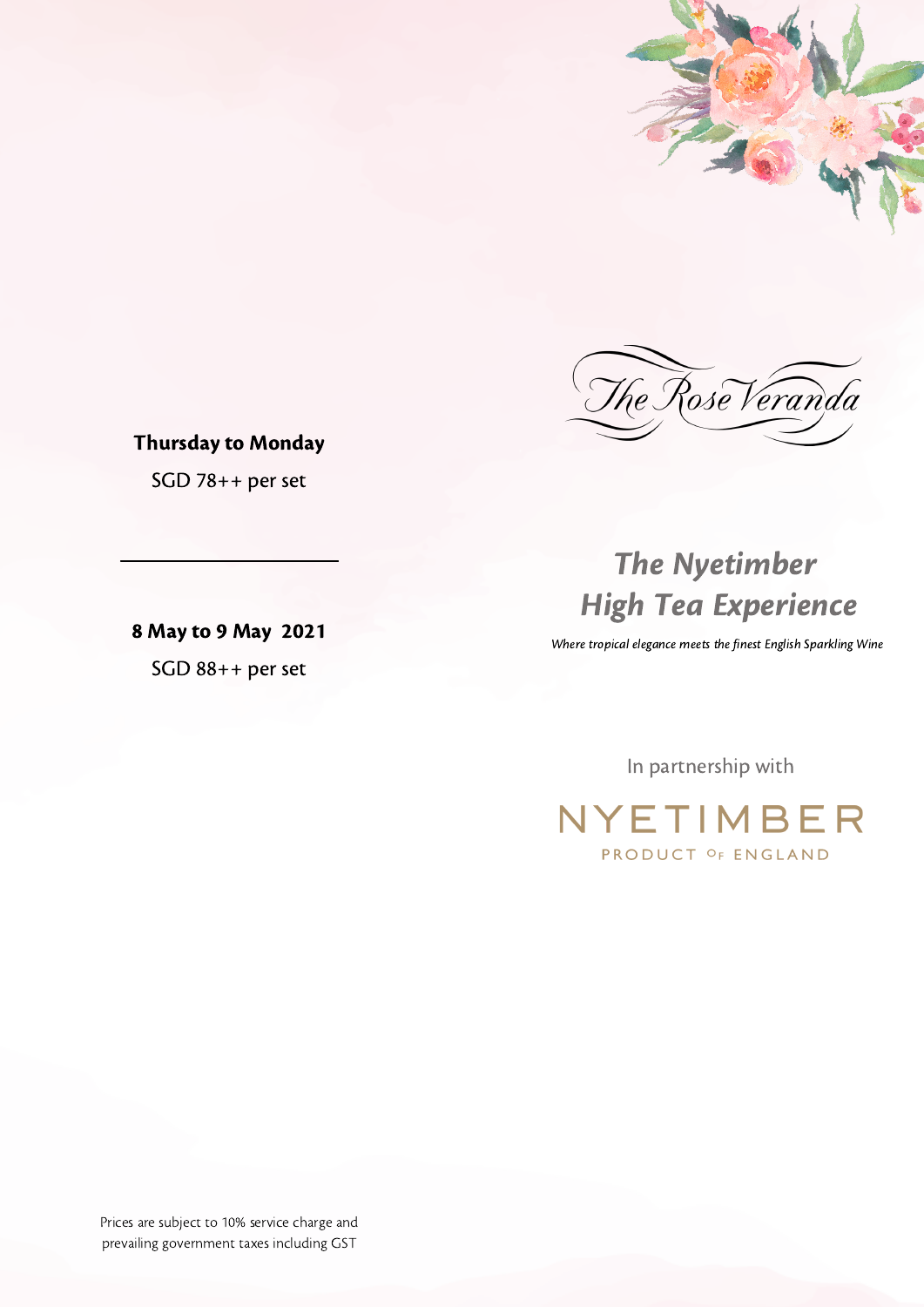# The Rose Veranda

## *The Nyetimber High Tea Experience*

*Where tropical elegance meets the finest English Sparkling Wine*

In partnership with

NYETIMBER

PRODUCT OF ENGLAND

**Thursday to Monday**

SGD 78++ per set

---

**8 May to 9 May 2021**

SGD 88++ per set

Prices are subject to 10% service charge and prevailing government taxes including GST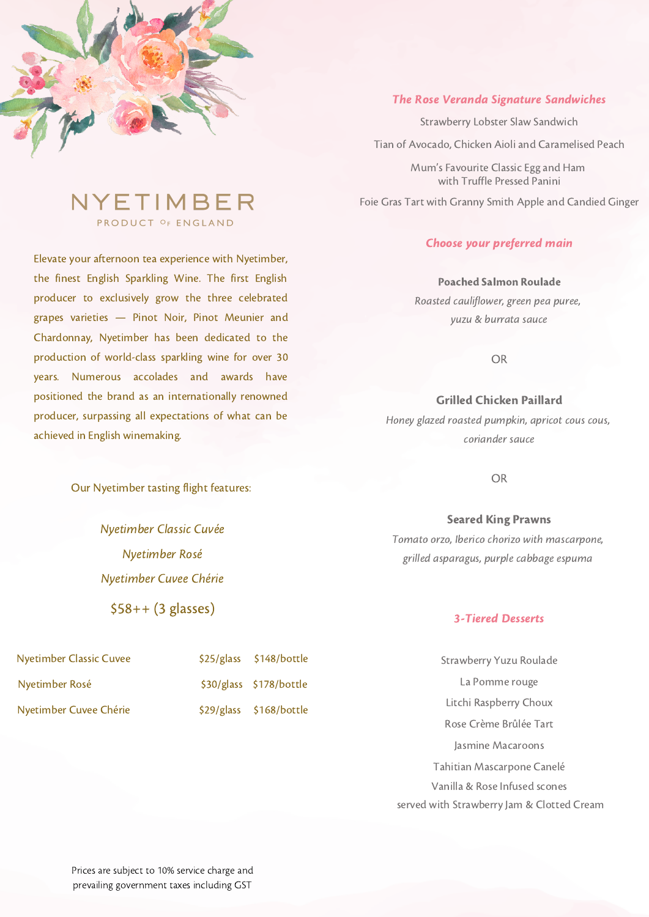# NYETIMBER

PRODUCT OF ENGLAND

Elevate your afternoon tea experience with Nyetimber, the finest English Sparkling Wine. The first English producer to exclusively grow the three celebrated grapes varieties — Pinot Noir, Pinot Meunier and Chardonnay, Nyetimber has been dedicated to the production of world-class sparkling wine for over 30 years. Numerous accolades and awards have positioned the brand as an internationally renowned producer, surpassing all expectations of what can be achieved in English winemaking.

Our Nyetimber tasting flight features:

*Nyetimber Classic Cuvée*

*Nyetimber Rosé*

*Nyetimber Cuvee Chérie*

$58++ (3 glasses)

| | | |
|---|---|---|
| Nyetimber Classic Cuvee | $25/glass | $148/bottle |
| Nyetimber Rosé | $30/glass | $178/bottle |
| Nyetimber Cuvee Chérie | $29/glass | $168/bottle |

Prices are subject to 10% service charge and prevailing government taxes including GST

## *The Rose Veranda Signature Sandwiches*

Strawberry Lobster Slaw Sandwich

Tian of Avocado, Chicken Aioli and Caramelised Peach

Mum's Favourite Classic Egg and Ham with Truffle Pressed Panini

Foie Gras Tart with Granny Smith Apple and Candied Ginger

## *Choose your preferred main*

**Poached Salmon Roulade**

*Roasted cauliflower, green pea puree, yuzu & burrata sauce*

OR

**Grilled Chicken Paillard**

*Honey glazed roasted pumpkin, apricot cous cous, coriander sauce*

OR

**Seared King Prawns**

*Tomato orzo, Iberico chorizo with mascarpone, grilled asparagus, purple cabbage espuma*

## *3-Tiered Desserts*

Strawberry Yuzu Roulade

La Pomme rouge

Litchi Raspberry Choux

Rose Crème Brûlée Tart

Jasmine Macaroons

Tahitian Mascarpone Canelé

Vanilla & Rose Infused scones served with Strawberry Jam & Clotted Cream